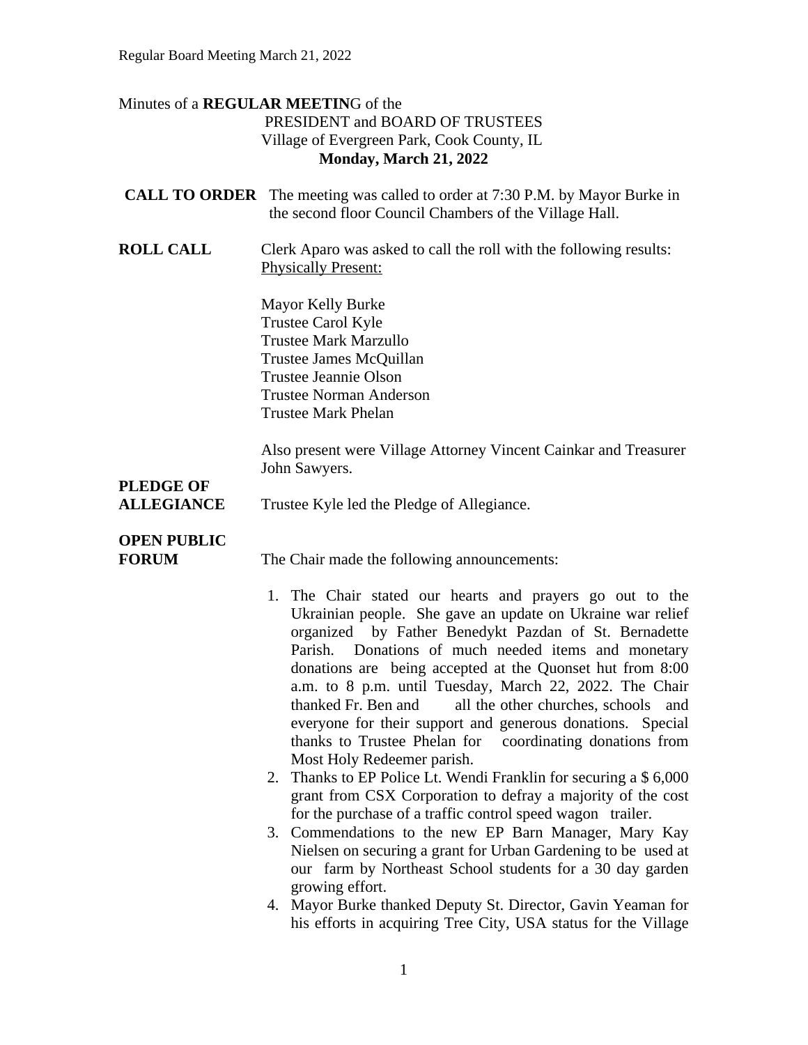Minutes of a **REGULAR MEETIN**G of the
PRESIDENT and BOARD OF TRUSTEES
Village of Evergreen Park, Cook County, IL
**Monday, March 21, 2022**

**CALL TO ORDER** The meeting was called to order at 7:30 P.M. by Mayor Burke in the second floor Council Chambers of the Village Hall.

**ROLL CALL** Clerk Aparo was asked to call the roll with the following results:
Physically Present:

Mayor Kelly Burke
Trustee Carol Kyle
Trustee Mark Marzullo
Trustee James McQuillan
Trustee Jeannie Olson
Trustee Norman Anderson
Trustee Mark Phelan

Also present were Village Attorney Vincent Cainkar and Treasurer John Sawyers.

**PLEDGE OF ALLEGIANCE** Trustee Kyle led the Pledge of Allegiance.

**OPEN PUBLIC FORUM** The Chair made the following announcements:

1. The Chair stated our hearts and prayers go out to the Ukrainian people. She gave an update on Ukraine war relief organized by Father Benedykt Pazdan of St. Bernadette Parish. Donations of much needed items and monetary donations are being accepted at the Quonset hut from 8:00 a.m. to 8 p.m. until Tuesday, March 22, 2022. The Chair thanked Fr. Ben and all the other churches, schools and everyone for their support and generous donations. Special thanks to Trustee Phelan for coordinating donations from Most Holy Redeemer parish.
2. Thanks to EP Police Lt. Wendi Franklin for securing a $ 6,000 grant from CSX Corporation to defray a majority of the cost for the purchase of a traffic control speed wagon trailer.
3. Commendations to the new EP Barn Manager, Mary Kay Nielsen on securing a grant for Urban Gardening to be used at our farm by Northeast School students for a 30 day garden growing effort.
4. Mayor Burke thanked Deputy St. Director, Gavin Yeaman for his efforts in acquiring Tree City, USA status for the Village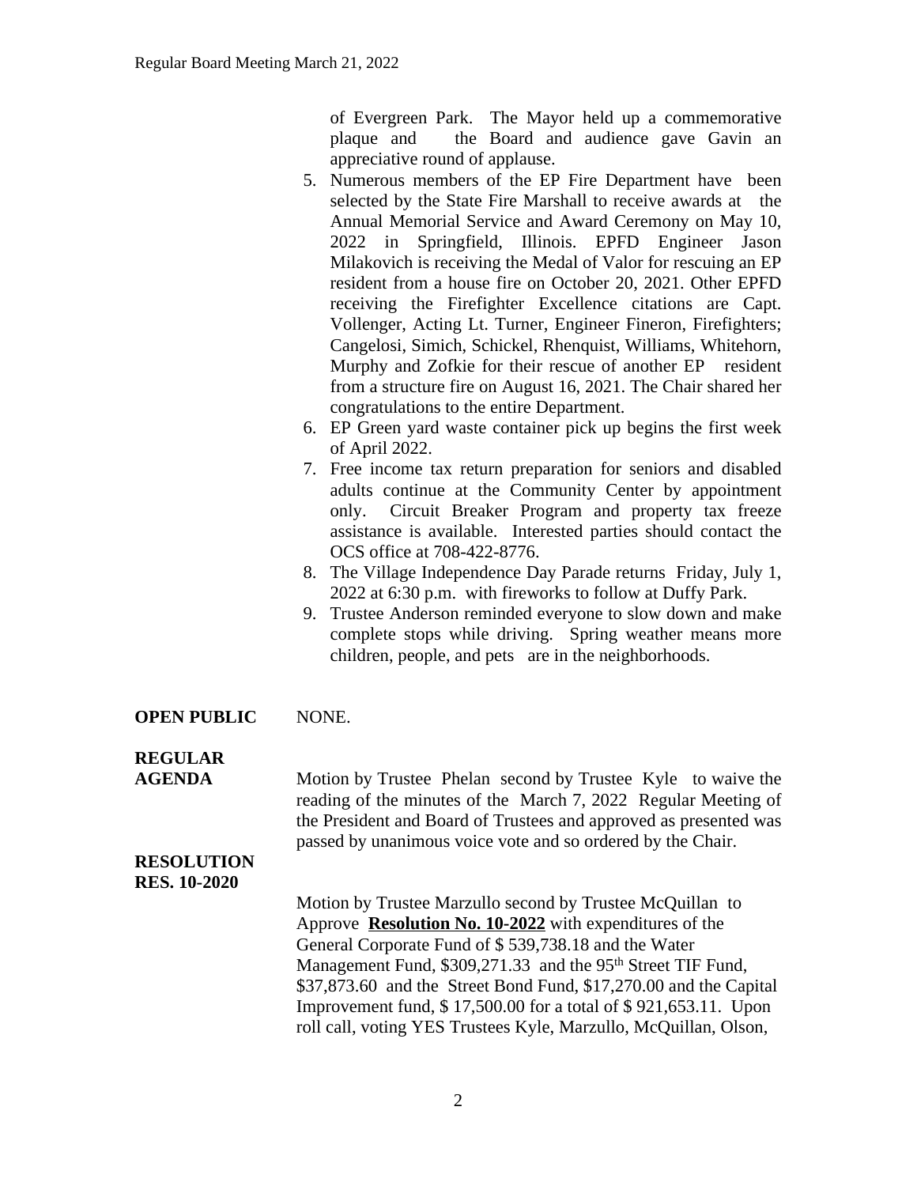of Evergreen Park. The Mayor held up a commemorative plaque and the Board and audience gave Gavin an appreciative round of applause.

5. Numerous members of the EP Fire Department have been selected by the State Fire Marshall to receive awards at the Annual Memorial Service and Award Ceremony on May 10, 2022 in Springfield, Illinois. EPFD Engineer Jason Milakovich is receiving the Medal of Valor for rescuing an EP resident from a house fire on October 20, 2021. Other EPFD receiving the Firefighter Excellence citations are Capt. Vollenger, Acting Lt. Turner, Engineer Fineron, Firefighters; Cangelosi, Simich, Schickel, Rhenquist, Williams, Whitehorn, Murphy and Zofkie for their rescue of another EP resident from a structure fire on August 16, 2021. The Chair shared her congratulations to the entire Department.
6. EP Green yard waste container pick up begins the first week of April 2022.
7. Free income tax return preparation for seniors and disabled adults continue at the Community Center by appointment only. Circuit Breaker Program and property tax freeze assistance is available. Interested parties should contact the OCS office at 708-422-8776.
8. The Village Independence Day Parade returns Friday, July 1, 2022 at 6:30 p.m. with fireworks to follow at Duffy Park.
9. Trustee Anderson reminded everyone to slow down and make complete stops while driving. Spring weather means more children, people, and pets are in the neighborhoods.

**OPEN PUBLIC** NONE.

**REGULAR AGENDA**

Motion by Trustee Phelan second by Trustee Kyle to waive the reading of the minutes of the March 7, 2022 Regular Meeting of the President and Board of Trustees and approved as presented was passed by unanimous voice vote and so ordered by the Chair.

**RESOLUTION RES. 10-2020**

Motion by Trustee Marzullo second by Trustee McQuillan to Approve **Resolution No. 10-2022** with expenditures of the General Corporate Fund of $ 539,738.18 and the Water Management Fund, $309,271.33 and the 95th Street TIF Fund, $37,873.60 and the Street Bond Fund, $17,270.00 and the Capital Improvement fund, $ 17,500.00 for a total of $ 921,653.11. Upon roll call, voting YES Trustees Kyle, Marzullo, McQuillan, Olson,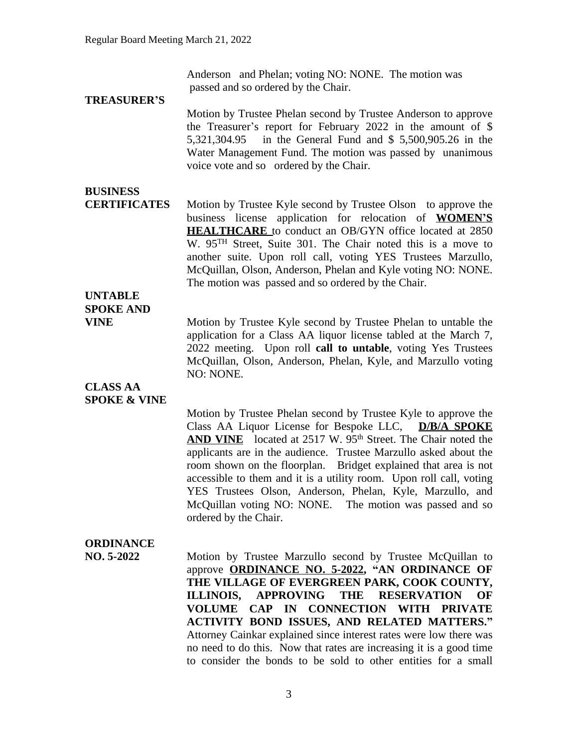Anderson and Phelan; voting NO: NONE. The motion was passed and so ordered by the Chair.

**TREASURER'S**

Motion by Trustee Phelan second by Trustee Anderson to approve the Treasurer's report for February 2022 in the amount of $ 5,321,304.95 in the General Fund and $ 5,500,905.26 in the Water Management Fund. The motion was passed by unanimous voice vote and so ordered by the Chair.

**BUSINESS CERTIFICATES**

Motion by Trustee Kyle second by Trustee Olson to approve the business license application for relocation of **WOMEN'S HEALTHCARE** to conduct an OB/GYN office located at 2850 W. 95TH Street, Suite 301. The Chair noted this is a move to another suite. Upon roll call, voting YES Trustees Marzullo, McQuillan, Olson, Anderson, Phelan and Kyle voting NO: NONE. The motion was passed and so ordered by the Chair.

**UNTABLE SPOKE AND VINE**

Motion by Trustee Kyle second by Trustee Phelan to untable the application for a Class AA liquor license tabled at the March 7, 2022 meeting. Upon roll **call to untable**, voting Yes Trustees McQuillan, Olson, Anderson, Phelan, Kyle, and Marzullo voting NO: NONE.

**CLASS AA SPOKE & VINE**

Motion by Trustee Phelan second by Trustee Kyle to approve the Class AA Liquor License for Bespoke LLC, **D/B/A SPOKE AND VINE** located at 2517 W. 95th Street. The Chair noted the applicants are in the audience. Trustee Marzullo asked about the room shown on the floorplan. Bridget explained that area is not accessible to them and it is a utility room. Upon roll call, voting YES Trustees Olson, Anderson, Phelan, Kyle, Marzullo, and McQuillan voting NO: NONE. The motion was passed and so ordered by the Chair.

**ORDINANCE NO. 5-2022**

Motion by Trustee Marzullo second by Trustee McQuillan to approve **ORDINANCE NO. 5-2022, "AN ORDINANCE OF THE VILLAGE OF EVERGREEN PARK, COOK COUNTY, ILLINOIS, APPROVING THE RESERVATION OF VOLUME CAP IN CONNECTION WITH PRIVATE ACTIVITY BOND ISSUES, AND RELATED MATTERS."** Attorney Cainkar explained since interest rates were low there was no need to do this. Now that rates are increasing it is a good time to consider the bonds to be sold to other entities for a small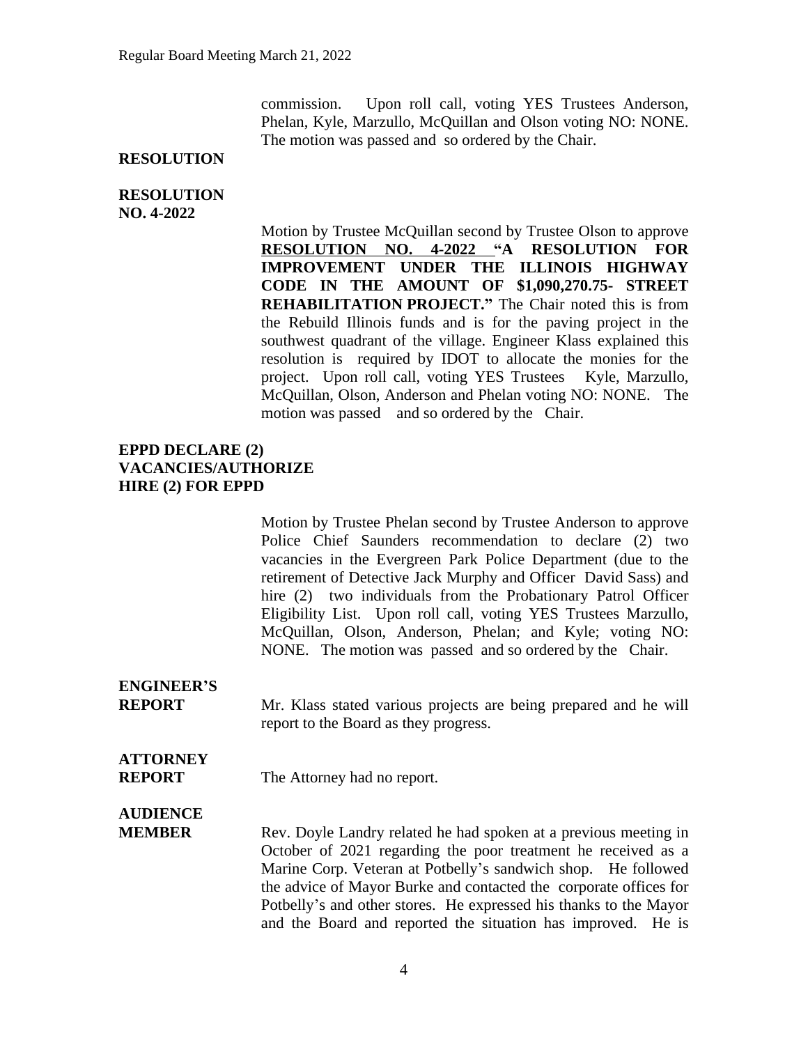commission. Upon roll call, voting YES Trustees Anderson, Phelan, Kyle, Marzullo, McQuillan and Olson voting NO: NONE. The motion was passed and so ordered by the Chair.

**RESOLUTION**

**RESOLUTION NO. 4-2022**

Motion by Trustee McQuillan second by Trustee Olson to approve **RESOLUTION NO. 4-2022 "A RESOLUTION FOR IMPROVEMENT UNDER THE ILLINOIS HIGHWAY CODE IN THE AMOUNT OF $1,090,270.75- STREET REHABILITATION PROJECT."** The Chair noted this is from the Rebuild Illinois funds and is for the paving project in the southwest quadrant of the village. Engineer Klass explained this resolution is required by IDOT to allocate the monies for the project. Upon roll call, voting YES Trustees Kyle, Marzullo, McQuillan, Olson, Anderson and Phelan voting NO: NONE. The motion was passed and so ordered by the Chair.

**EPPD DECLARE (2) VACANCIES/AUTHORIZE HIRE (2) FOR EPPD**

Motion by Trustee Phelan second by Trustee Anderson to approve Police Chief Saunders recommendation to declare (2) two vacancies in the Evergreen Park Police Department (due to the retirement of Detective Jack Murphy and Officer David Sass) and hire (2) two individuals from the Probationary Patrol Officer Eligibility List. Upon roll call, voting YES Trustees Marzullo, McQuillan, Olson, Anderson, Phelan; and Kyle; voting NO: NONE. The motion was passed and so ordered by the Chair.

**ENGINEER'S REPORT**

Mr. Klass stated various projects are being prepared and he will report to the Board as they progress.

**ATTORNEY REPORT**

The Attorney had no report.

**AUDIENCE MEMBER**

Rev. Doyle Landry related he had spoken at a previous meeting in October of 2021 regarding the poor treatment he received as a Marine Corp. Veteran at Potbelly's sandwich shop. He followed the advice of Mayor Burke and contacted the corporate offices for Potbelly's and other stores. He expressed his thanks to the Mayor and the Board and reported the situation has improved. He is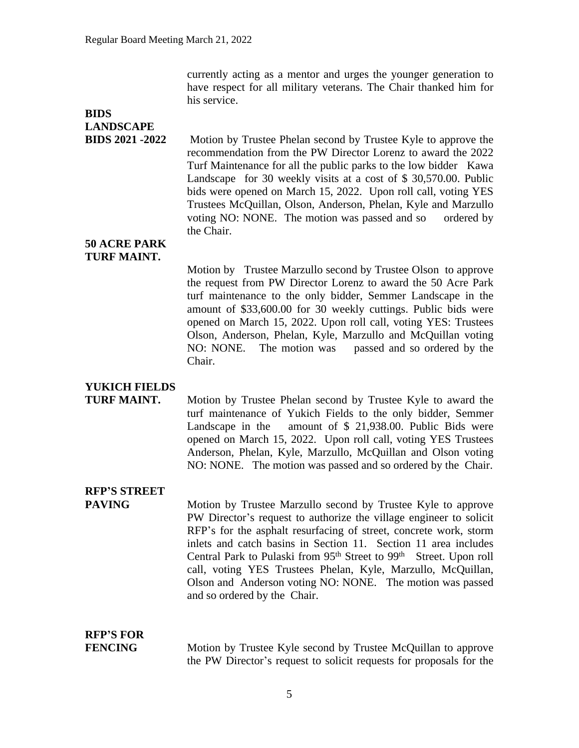currently acting as a mentor and urges the younger generation to have respect for all military veterans. The Chair thanked him for his service.

**BIDS**
**LANDSCAPE**
**BIDS 2021 -2022**

Motion by Trustee Phelan second by Trustee Kyle to approve the recommendation from the PW Director Lorenz to award the 2022 Turf Maintenance for all the public parks to the low bidder Kawa Landscape for 30 weekly visits at a cost of $ 30,570.00. Public bids were opened on March 15, 2022. Upon roll call, voting YES Trustees McQuillan, Olson, Anderson, Phelan, Kyle and Marzullo voting NO: NONE. The motion was passed and so ordered by the Chair.

**50 ACRE PARK**
**TURF MAINT.**

Motion by Trustee Marzullo second by Trustee Olson to approve the request from PW Director Lorenz to award the 50 Acre Park turf maintenance to the only bidder, Semmer Landscape in the amount of $33,600.00 for 30 weekly cuttings. Public bids were opened on March 15, 2022. Upon roll call, voting YES: Trustees Olson, Anderson, Phelan, Kyle, Marzullo and McQuillan voting NO: NONE. The motion was passed and so ordered by the Chair.

**YUKICH FIELDS**
**TURF MAINT.**

Motion by Trustee Phelan second by Trustee Kyle to award the turf maintenance of Yukich Fields to the only bidder, Semmer Landscape in the amount of $ 21,938.00. Public Bids were opened on March 15, 2022. Upon roll call, voting YES Trustees Anderson, Phelan, Kyle, Marzullo, McQuillan and Olson voting NO: NONE. The motion was passed and so ordered by the Chair.

**RFP'S STREET**
**PAVING**

Motion by Trustee Marzullo second by Trustee Kyle to approve PW Director's request to authorize the village engineer to solicit RFP's for the asphalt resurfacing of street, concrete work, storm inlets and catch basins in Section 11. Section 11 area includes Central Park to Pulaski from 95th Street to 99th Street. Upon roll call, voting YES Trustees Phelan, Kyle, Marzullo, McQuillan, Olson and Anderson voting NO: NONE. The motion was passed and so ordered by the Chair.

**RFP'S FOR**
**FENCING**

Motion by Trustee Kyle second by Trustee McQuillan to approve the PW Director's request to solicit requests for proposals for the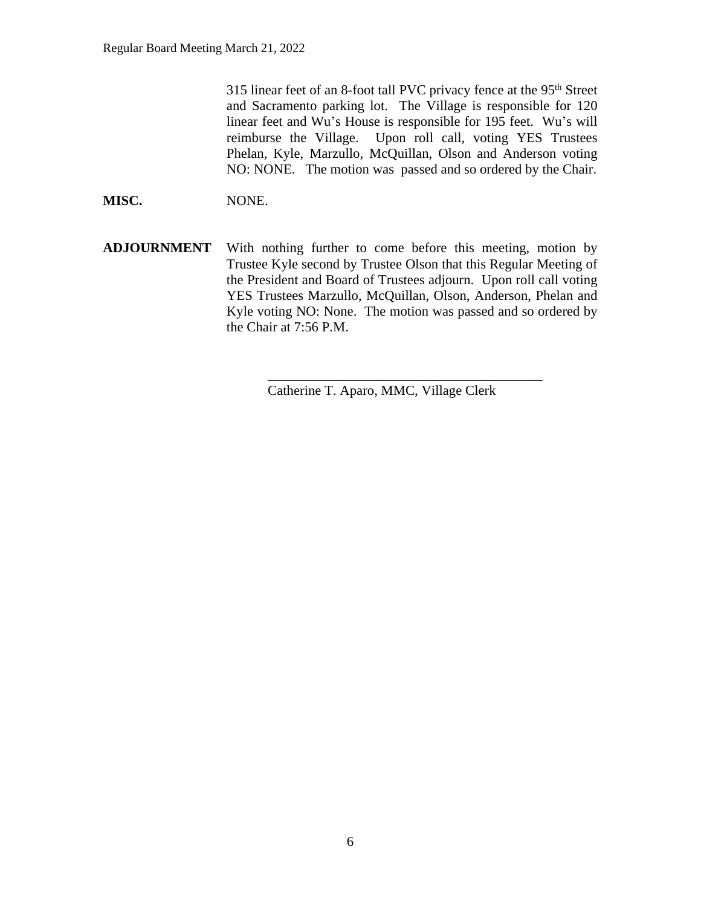315 linear feet of an 8-foot tall PVC privacy fence at the 95th Street and Sacramento parking lot. The Village is responsible for 120 linear feet and Wu's House is responsible for 195 feet. Wu's will reimburse the Village. Upon roll call, voting YES Trustees Phelan, Kyle, Marzullo, McQuillan, Olson and Anderson voting NO: NONE. The motion was passed and so ordered by the Chair.

**MISC.** NONE.

**ADJOURNMENT** With nothing further to come before this meeting, motion by Trustee Kyle second by Trustee Olson that this Regular Meeting of the President and Board of Trustees adjourn. Upon roll call voting YES Trustees Marzullo, McQuillan, Olson, Anderson, Phelan and Kyle voting NO: None. The motion was passed and so ordered by the Chair at 7:56 P.M.

\_\_\_\_\_\_\_\_\_\_\_\_\_\_\_\_\_\_\_\_\_\_\_\_\_\_\_\_\_\_\_\_\_\_\_\_\_\_\_\_

Catherine T. Aparo, MMC, Village Clerk